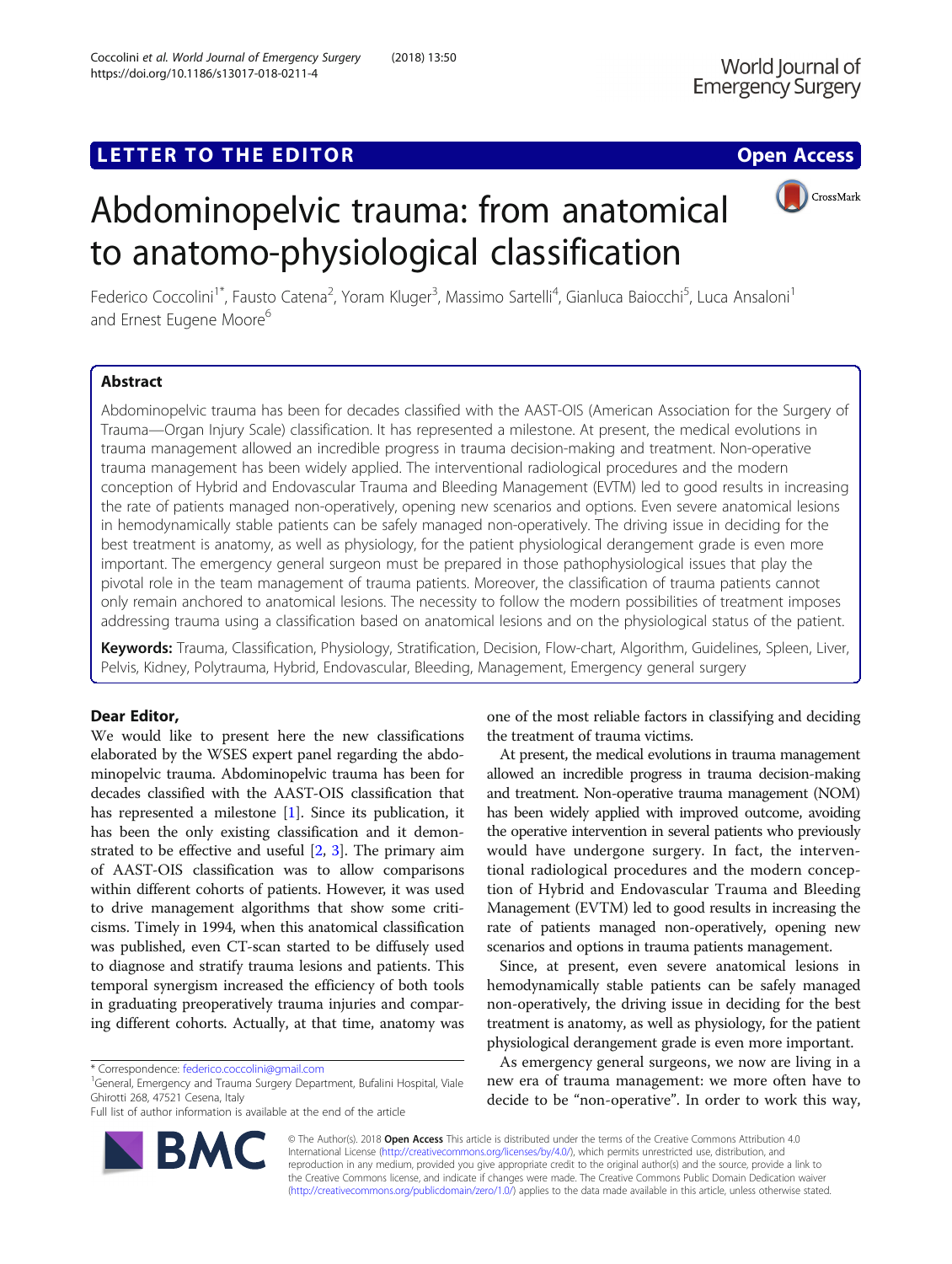LETTER TO THE EDITOR

Open Access

# Abdominopelvic trauma: from anatomical to anatomo-physiological classification

Federico Coccolini[1*], Fausto Catena[2], Yoram Kluger[3], Massimo Sartelli[4], Gianluca Baiocchi[5], Luca Ansaloni[1] and Ernest Eugene Moore[6]

## Abstract

Abdominopelvic trauma has been for decades classified with the AAST-OIS (American Association for the Surgery of Trauma—Organ Injury Scale) classification. It has represented a milestone. At present, the medical evolutions in trauma management allowed an incredible progress in trauma decision-making and treatment. Non-operative trauma management has been widely applied. The interventional radiological procedures and the modern conception of Hybrid and Endovascular Trauma and Bleeding Management (EVTM) led to good results in increasing the rate of patients managed non-operatively, opening new scenarios and options. Even severe anatomical lesions in hemodynamically stable patients can be safely managed non-operatively. The driving issue in deciding for the best treatment is anatomy, as well as physiology, for the patient physiological derangement grade is even more important. The emergency general surgeon must be prepared in those pathophysiological issues that play the pivotal role in the team management of trauma patients. Moreover, the classification of trauma patients cannot only remain anchored to anatomical lesions. The necessity to follow the modern possibilities of treatment imposes addressing trauma using a classification based on anatomical lesions and on the physiological status of the patient.

**Keywords:** Trauma, Classification, Physiology, Stratification, Decision, Flow-chart, Algorithm, Guidelines, Spleen, Liver, Pelvis, Kidney, Polytrauma, Hybrid, Endovascular, Bleeding, Management, Emergency general surgery

**Dear Editor,**

We would like to present here the new classifications elaborated by the WSES expert panel regarding the abdominopelvic trauma. Abdominopelvic trauma has been for decades classified with the AAST-OIS classification that has represented a milestone [1]. Since its publication, it has been the only existing classification and it demonstrated to be effective and useful [2, 3]. The primary aim of AAST-OIS classification was to allow comparisons within different cohorts of patients. However, it was used to drive management algorithms that show some criticisms. Timely in 1994, when this anatomical classification was published, even CT-scan started to be diffusely used to diagnose and stratify trauma lesions and patients. This temporal synergism increased the efficiency of both tools in graduating preoperatively trauma injuries and comparing different cohorts. Actually, at that time, anatomy was one of the most reliable factors in classifying and deciding the treatment of trauma victims.

At present, the medical evolutions in trauma management allowed an incredible progress in trauma decision-making and treatment. Non-operative trauma management (NOM) has been widely applied with improved outcome, avoiding the operative intervention in several patients who previously would have undergone surgery. In fact, the interventional radiological procedures and the modern conception of Hybrid and Endovascular Trauma and Bleeding Management (EVTM) led to good results in increasing the rate of patients managed non-operatively, opening new scenarios and options in trauma patients management.

Since, at present, even severe anatomical lesions in hemodynamically stable patients can be safely managed non-operatively, the driving issue in deciding for the best treatment is anatomy, as well as physiology, for the patient physiological derangement grade is even more important.

As emergency general surgeons, we now are living in a new era of trauma management: we more often have to decide to be "non-operative". In order to work this way,

* Correspondence: federico.coccolini@gmail.com
[1]General, Emergency and Trauma Surgery Department, Bufalini Hospital, Viale Ghirotti 268, 47521 Cesena, Italy
Full list of author information is available at the end of the article

© The Author(s). 2018 **Open Access** This article is distributed under the terms of the Creative Commons Attribution 4.0 International License (http://creativecommons.org/licenses/by/4.0/), which permits unrestricted use, distribution, and reproduction in any medium, provided you give appropriate credit to the original author(s) and the source, provide a link to the Creative Commons license, and indicate if changes were made. The Creative Commons Public Domain Dedication waiver (http://creativecommons.org/publicdomain/zero/1.0/) applies to the data made available in this article, unless otherwise stated.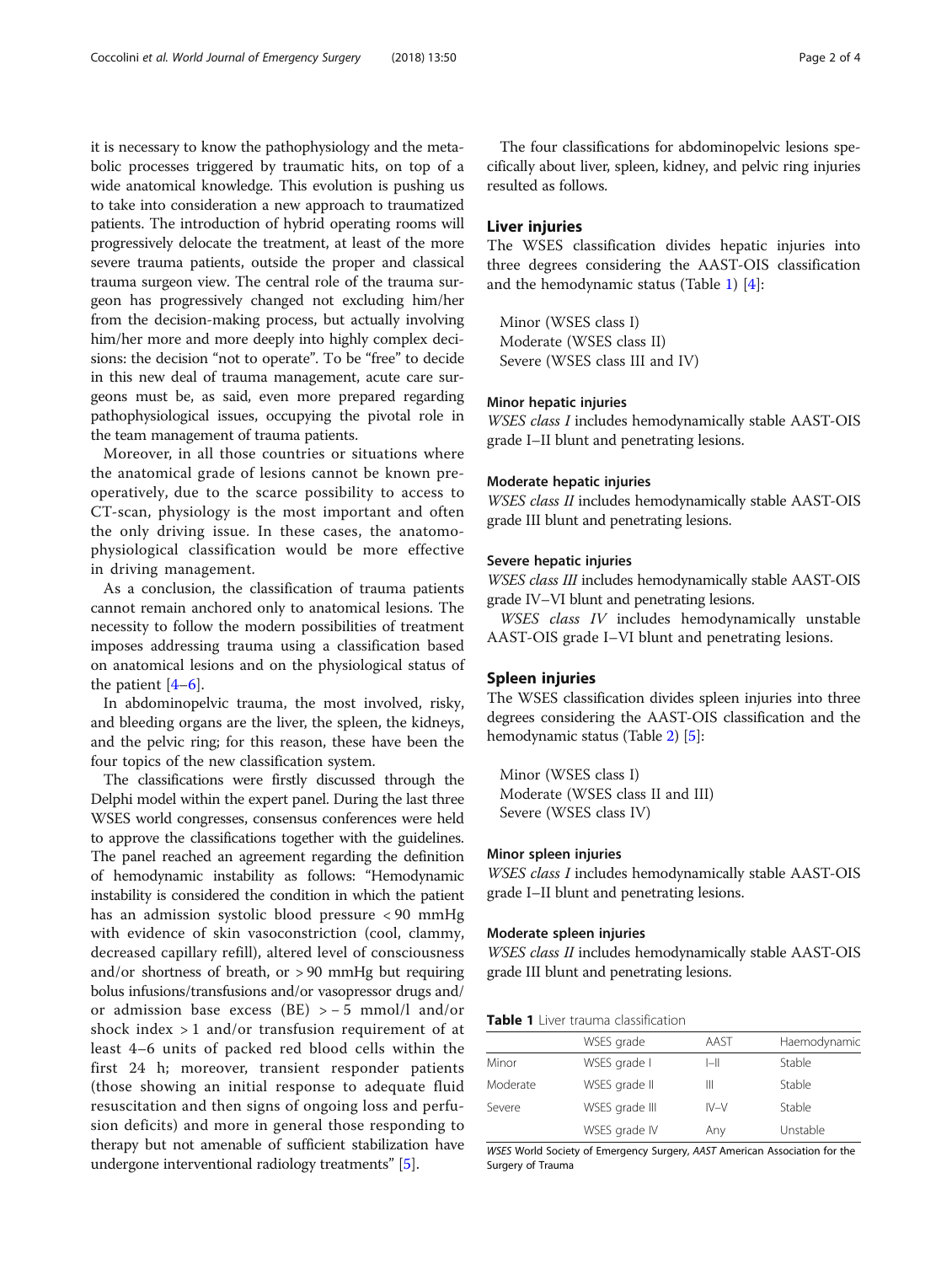it is necessary to know the pathophysiology and the metabolic processes triggered by traumatic hits, on top of a wide anatomical knowledge. This evolution is pushing us to take into consideration a new approach to traumatized patients. The introduction of hybrid operating rooms will progressively delocate the treatment, at least of the more severe trauma patients, outside the proper and classical trauma surgeon view. The central role of the trauma surgeon has progressively changed not excluding him/her from the decision-making process, but actually involving him/her more and more deeply into highly complex decisions: the decision "not to operate". To be "free" to decide in this new deal of trauma management, acute care surgeons must be, as said, even more prepared regarding pathophysiological issues, occupying the pivotal role in the team management of trauma patients.

Moreover, in all those countries or situations where the anatomical grade of lesions cannot be known preoperatively, due to the scarce possibility to access to CT-scan, physiology is the most important and often the only driving issue. In these cases, the anatomo-physiological classification would be more effective in driving management.

As a conclusion, the classification of trauma patients cannot remain anchored only to anatomical lesions. The necessity to follow the modern possibilities of treatment imposes addressing trauma using a classification based on anatomical lesions and on the physiological status of the patient [4–6].

In abdominopelvic trauma, the most involved, risky, and bleeding organs are the liver, the spleen, the kidneys, and the pelvic ring; for this reason, these have been the four topics of the new classification system.

The classifications were firstly discussed through the Delphi model within the expert panel. During the last three WSES world congresses, consensus conferences were held to approve the classifications together with the guidelines. The panel reached an agreement regarding the definition of hemodynamic instability as follows: "Hemodynamic instability is considered the condition in which the patient has an admission systolic blood pressure < 90 mmHg with evidence of skin vasoconstriction (cool, clammy, decreased capillary refill), altered level of consciousness and/or shortness of breath, or > 90 mmHg but requiring bolus infusions/transfusions and/or vasopressor drugs and/or admission base excess (BE) > − 5 mmol/l and/or shock index > 1 and/or transfusion requirement of at least 4–6 units of packed red blood cells within the first 24 h; moreover, transient responder patients (those showing an initial response to adequate fluid resuscitation and then signs of ongoing loss and perfusion deficits) and more in general those responding to therapy but not amenable of sufficient stabilization have undergone interventional radiology treatments" [5].

The four classifications for abdominopelvic lesions specifically about liver, spleen, kidney, and pelvic ring injuries resulted as follows.

## Liver injuries

The WSES classification divides hepatic injuries into three degrees considering the AAST-OIS classification and the hemodynamic status (Table 1) [4]:

Minor (WSES class I)
Moderate (WSES class II)
Severe (WSES class III and IV)

### Minor hepatic injuries

*WSES class I* includes hemodynamically stable AAST-OIS grade I–II blunt and penetrating lesions.

### Moderate hepatic injuries

*WSES class II* includes hemodynamically stable AAST-OIS grade III blunt and penetrating lesions.

### Severe hepatic injuries

*WSES class III* includes hemodynamically stable AAST-OIS grade IV–VI blunt and penetrating lesions.

*WSES class IV* includes hemodynamically unstable AAST-OIS grade I–VI blunt and penetrating lesions.

## Spleen injuries

The WSES classification divides spleen injuries into three degrees considering the AAST-OIS classification and the hemodynamic status (Table 2) [5]:

Minor (WSES class I)
Moderate (WSES class II and III)
Severe (WSES class IV)

### Minor spleen injuries

*WSES class I* includes hemodynamically stable AAST-OIS grade I–II blunt and penetrating lesions.

### Moderate spleen injuries

*WSES class II* includes hemodynamically stable AAST-OIS grade III blunt and penetrating lesions.

**Table 1** Liver trauma classification

| | WSES grade | AAST | Haemodynamic |
|---|---|---|---|
| Minor | WSES grade I | I–II | Stable |
| Moderate | WSES grade II | III | Stable |
| Severe | WSES grade III | IV–V | Stable |
| | WSES grade IV | Any | Unstable |

*WSES* World Society of Emergency Surgery, *AAST* American Association for the Surgery of Trauma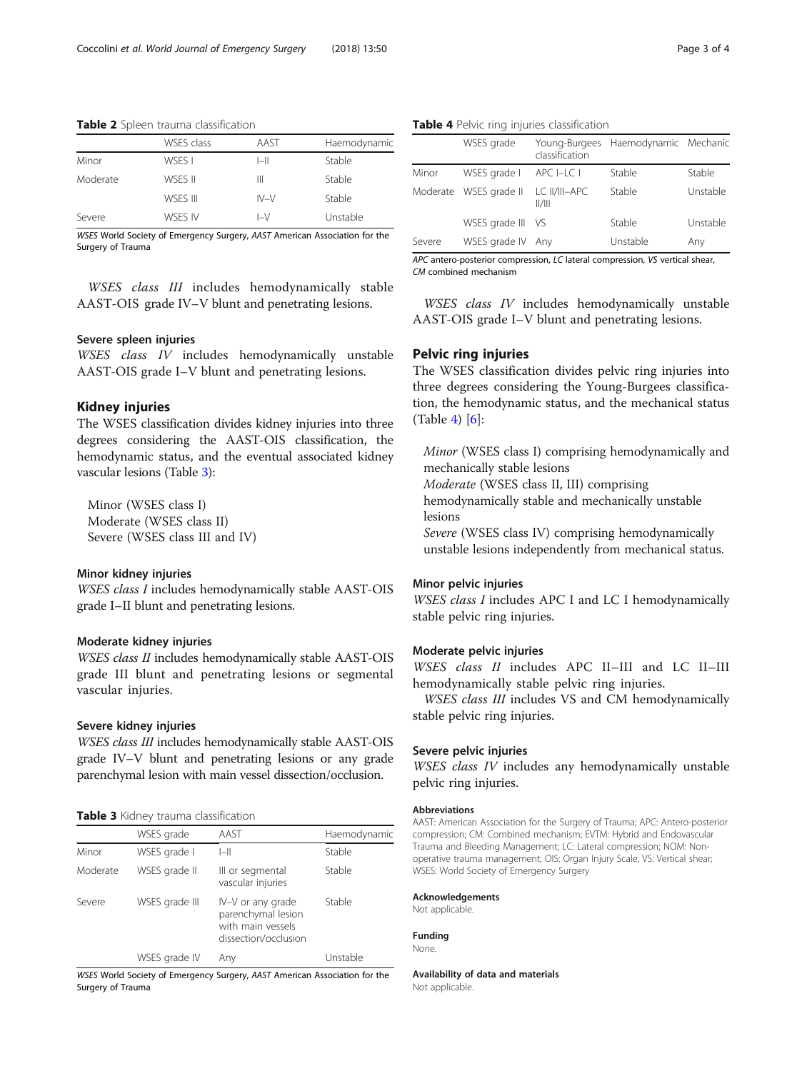**Table 2** Spleen trauma classification

| | WSES class | AAST | Haemodynamic |
|---|---|---|---|
| Minor | WSES I | I–II | Stable |
| Moderate | WSES II | III | Stable |
| | WSES III | IV–V | Stable |
| Severe | WSES IV | I–V | Unstable |

*WSES* World Society of Emergency Surgery, *AAST* American Association for the Surgery of Trauma

*WSES class III* includes hemodynamically stable AAST-OIS grade IV–V blunt and penetrating lesions.

### Severe spleen injuries

*WSES class IV* includes hemodynamically unstable AAST-OIS grade I–V blunt and penetrating lesions.

## Kidney injuries

The WSES classification divides kidney injuries into three degrees considering the AAST-OIS classification, the hemodynamic status, and the eventual associated kidney vascular lesions (Table 3):

Minor (WSES class I)
Moderate (WSES class II)
Severe (WSES class III and IV)

### Minor kidney injuries

*WSES class I* includes hemodynamically stable AAST-OIS grade I–II blunt and penetrating lesions.

### Moderate kidney injuries

*WSES class II* includes hemodynamically stable AAST-OIS grade III blunt and penetrating lesions or segmental vascular injuries.

### Severe kidney injuries

*WSES class III* includes hemodynamically stable AAST-OIS grade IV–V blunt and penetrating lesions or any grade parenchymal lesion with main vessel dissection/occlusion.

**Table 3** Kidney trauma classification

| | WSES grade | AAST | Haemodynamic |
|---|---|---|---|
| Minor | WSES grade I | I–II | Stable |
| Moderate | WSES grade II | III or segmental vascular injuries | Stable |
| Severe | WSES grade III | IV–V or any grade parenchymal lesion with main vessels dissection/occlusion | Stable |
| | WSES grade IV | Any | Unstable |

*WSES* World Society of Emergency Surgery, *AAST* American Association for the Surgery of Trauma

**Table 4** Pelvic ring injuries classification

| | WSES grade | Young-Burgees classification | Haemodynamic | Mechanic |
|---|---|---|---|---|
| Minor | WSES grade I | APC I–LC I | Stable | Stable |
| Moderate | WSES grade II | LC II/III–APC II/III | Stable | Unstable |
| | WSES grade III | VS | Stable | Unstable |
| Severe | WSES grade IV | Any | Unstable | Any |

*APC* antero-posterior compression, *LC* lateral compression, *VS* vertical shear, *CM* combined mechanism

*WSES class IV* includes hemodynamically unstable AAST-OIS grade I–V blunt and penetrating lesions.

## Pelvic ring injuries

The WSES classification divides pelvic ring injuries into three degrees considering the Young-Burgees classification, the hemodynamic status, and the mechanical status (Table 4) [6]:

*Minor* (WSES class I) comprising hemodynamically and mechanically stable lesions
*Moderate* (WSES class II, III) comprising hemodynamically stable and mechanically unstable lesions
*Severe* (WSES class IV) comprising hemodynamically unstable lesions independently from mechanical status.

### Minor pelvic injuries

*WSES class I* includes APC I and LC I hemodynamically stable pelvic ring injuries.

### Moderate pelvic injuries

*WSES class II* includes APC II–III and LC II–III hemodynamically stable pelvic ring injuries.

*WSES class III* includes VS and CM hemodynamically stable pelvic ring injuries.

### Severe pelvic injuries

*WSES class IV* includes any hemodynamically unstable pelvic ring injuries.

#### Abbreviations

AAST: American Association for the Surgery of Trauma; APC: Antero-posterior compression; CM: Combined mechanism; EVTM: Hybrid and Endovascular Trauma and Bleeding Management; LC: Lateral compression; NOM: Non-operative trauma management; OIS: Organ Injury Scale; VS: Vertical shear; WSES: World Society of Emergency Surgery

#### Acknowledgements

Not applicable.

#### Funding

None.

#### Availability of data and materials

Not applicable.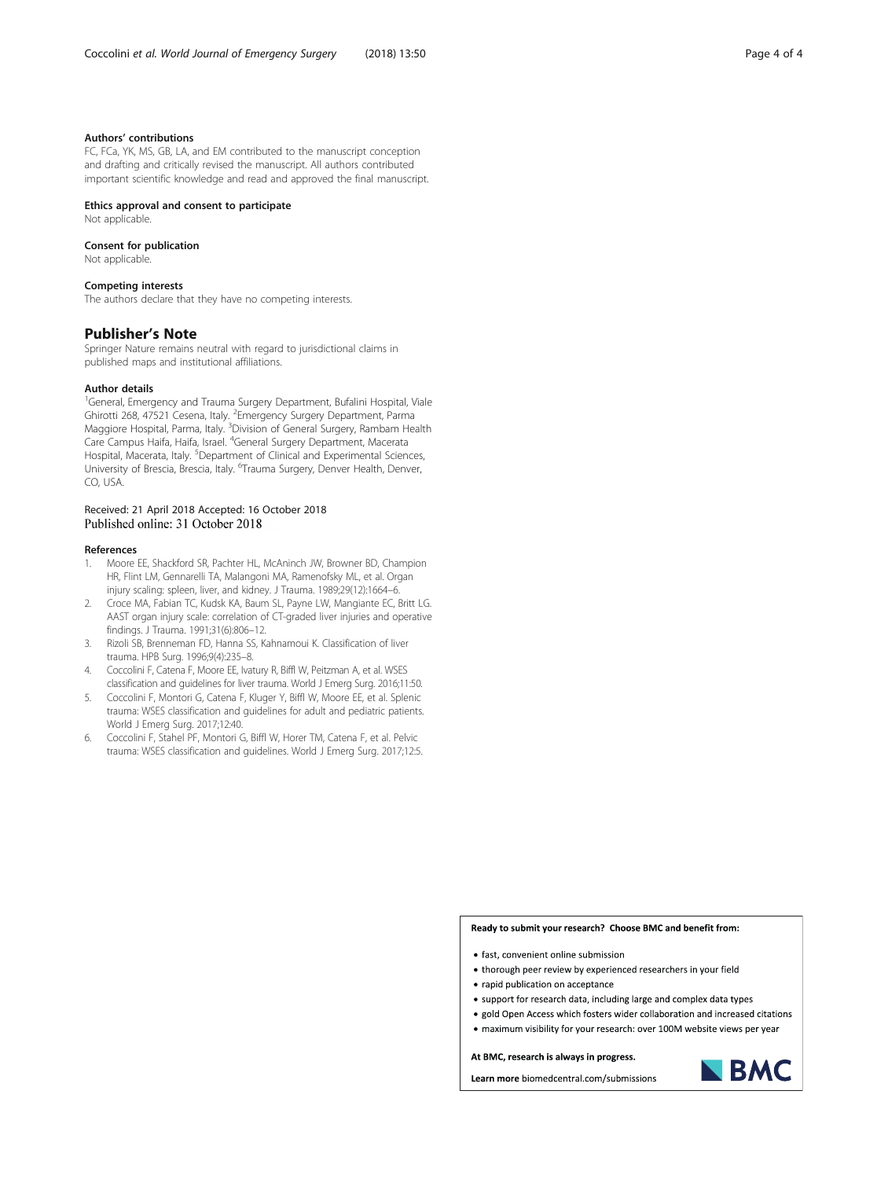#### Authors' contributions
FC, FCa, YK, MS, GB, LA, and EM contributed to the manuscript conception and drafting and critically revised the manuscript. All authors contributed important scientific knowledge and read and approved the final manuscript.

#### Ethics approval and consent to participate
Not applicable.

#### Consent for publication
Not applicable.

#### Competing interests
The authors declare that they have no competing interests.

### Publisher's Note
Springer Nature remains neutral with regard to jurisdictional claims in published maps and institutional affiliations.

#### Author details
[1]General, Emergency and Trauma Surgery Department, Bufalini Hospital, Viale Ghirotti 268, 47521 Cesena, Italy. [2]Emergency Surgery Department, Parma Maggiore Hospital, Parma, Italy. [3]Division of General Surgery, Rambam Health Care Campus Haifa, Haifa, Israel. [4]General Surgery Department, Macerata Hospital, Macerata, Italy. [5]Department of Clinical and Experimental Sciences, University of Brescia, Brescia, Italy. [6]Trauma Surgery, Denver Health, Denver, CO, USA.

Received: 21 April 2018 Accepted: 16 October 2018
Published online: 31 October 2018

#### References
1. Moore EE, Shackford SR, Pachter HL, McAninch JW, Browner BD, Champion HR, Flint LM, Gennarelli TA, Malangoni MA, Ramenofsky ML, et al. Organ injury scaling: spleen, liver, and kidney. J Trauma. 1989;29(12):1664–6.
2. Croce MA, Fabian TC, Kudsk KA, Baum SL, Payne LW, Mangiante EC, Britt LG. AAST organ injury scale: correlation of CT-graded liver injuries and operative findings. J Trauma. 1991;31(6):806–12.
3. Rizoli SB, Brenneman FD, Hanna SS, Kahnamoui K. Classification of liver trauma. HPB Surg. 1996;9(4):235–8.
4. Coccolini F, Catena F, Moore EE, Ivatury R, Biffl W, Peitzman A, et al. WSES classification and guidelines for liver trauma. World J Emerg Surg. 2016;11:50.
5. Coccolini F, Montori G, Catena F, Kluger Y, Biffl W, Moore EE, et al. Splenic trauma: WSES classification and guidelines for adult and pediatric patients. World J Emerg Surg. 2017;12:40.
6. Coccolini F, Stahel PF, Montori G, Biffl W, Horer TM, Catena F, et al. Pelvic trauma: WSES classification and guidelines. World J Emerg Surg. 2017;12:5.

**Ready to submit your research? Choose BMC and benefit from:**

- fast, convenient online submission
- thorough peer review by experienced researchers in your field
- rapid publication on acceptance
- support for research data, including large and complex data types
- gold Open Access which fosters wider collaboration and increased citations
- maximum visibility for your research: over 100M website views per year

**At BMC, research is always in progress.**

**Learn more** biomedcentral.com/submissions